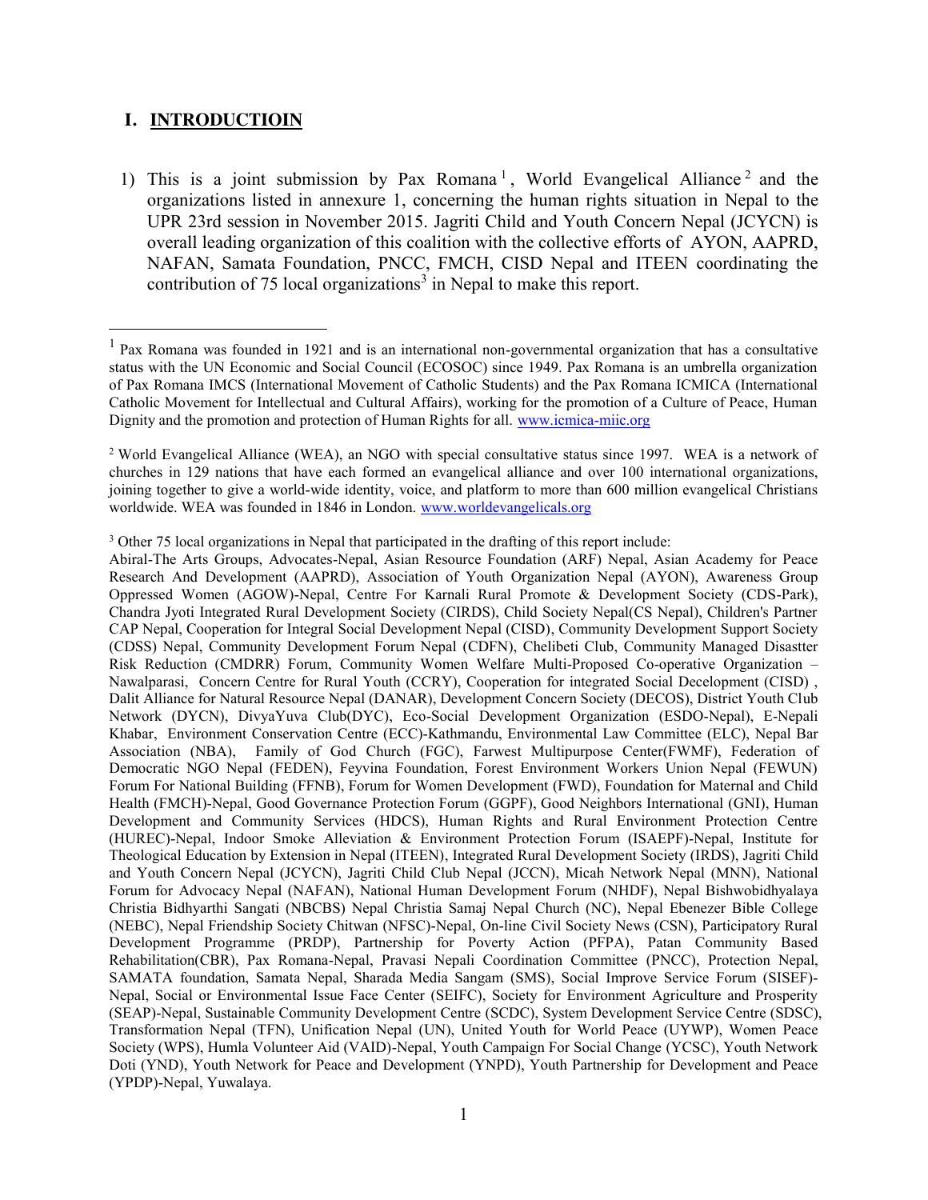## I. INTRODUCTIOIN

1) This is a joint submission by Pax Romana [1], World Evangelical Alliance [2] and the organizations listed in annexure 1, concerning the human rights situation in Nepal to the UPR 23rd session in November 2015. Jagriti Child and Youth Concern Nepal (JCYCN) is overall leading organization of this coalition with the collective efforts of AYON, AAPRD, NAFAN, Samata Foundation, PNCC, FMCH, CISD Nepal and ITEEN coordinating the contribution of 75 local organizations [3] in Nepal to make this report.

---

[1] Pax Romana was founded in 1921 and is an international non-governmental organization that has a consultative status with the UN Economic and Social Council (ECOSOC) since 1949. Pax Romana is an umbrella organization of Pax Romana IMCS (International Movement of Catholic Students) and the Pax Romana ICMICA (International Catholic Movement for Intellectual and Cultural Affairs), working for the promotion of a Culture of Peace, Human Dignity and the promotion and protection of Human Rights for all. www.icmica-miic.org

[2] World Evangelical Alliance (WEA), an NGO with special consultative status since 1997. WEA is a network of churches in 129 nations that have each formed an evangelical alliance and over 100 international organizations, joining together to give a world-wide identity, voice, and platform to more than 600 million evangelical Christians worldwide. WEA was founded in 1846 in London. www.worldevangelicals.org

[3] Other 75 local organizations in Nepal that participated in the drafting of this report include:
Abiral-The Arts Groups, Advocates-Nepal, Asian Resource Foundation (ARF) Nepal, Asian Academy for Peace Research And Development (AAPRD), Association of Youth Organization Nepal (AYON), Awareness Group Oppressed Women (AGOW)-Nepal, Centre For Karnali Rural Promote & Development Society (CDS-Park), Chandra Jyoti Integrated Rural Development Society (CIRDS), Child Society Nepal(CS Nepal), Children's Partner CAP Nepal, Cooperation for Integral Social Development Nepal (CISD), Community Development Support Society (CDSS) Nepal, Community Development Forum Nepal (CDFN), Chelibeti Club, Community Managed Disastter Risk Reduction (CMDRR) Forum, Community Women Welfare Multi-Proposed Co-operative Organization – Nawalparasi, Concern Centre for Rural Youth (CCRY), Cooperation for integrated Social Decelopment (CISD) , Dalit Alliance for Natural Resource Nepal (DANAR), Development Concern Society (DECOS), District Youth Club Network (DYCN), DivyaYuva Club(DYC), Eco-Social Development Organization (ESDO-Nepal), E-Nepali Khabar, Environment Conservation Centre (ECC)-Kathmandu, Environmental Law Committee (ELC), Nepal Bar Association (NBA), Family of God Church (FGC), Farwest Multipurpose Center(FWMF), Federation of Democratic NGO Nepal (FEDEN), Feyvina Foundation, Forest Environment Workers Union Nepal (FEWUN) Forum For National Building (FFNB), Forum for Women Development (FWD), Foundation for Maternal and Child Health (FMCH)-Nepal, Good Governance Protection Forum (GGPF), Good Neighbors International (GNI), Human Development and Community Services (HDCS), Human Rights and Rural Environment Protection Centre (HUREC)-Nepal, Indoor Smoke Alleviation & Environment Protection Forum (ISAEPF)-Nepal, Institute for Theological Education by Extension in Nepal (ITEEN), Integrated Rural Development Society (IRDS), Jagriti Child and Youth Concern Nepal (JCYCN), Jagriti Child Club Nepal (JCCN), Micah Network Nepal (MNN), National Forum for Advocacy Nepal (NAFAN), National Human Development Forum (NHDF), Nepal Bishwobidhyalaya Christia Bidhyarthi Sangati (NBCBS) Nepal Christia Samaj Nepal Church (NC), Nepal Ebenezer Bible College (NEBC), Nepal Friendship Society Chitwan (NFSC)-Nepal, On-line Civil Society News (CSN), Participatory Rural Development Programme (PRDP), Partnership for Poverty Action (PFPA), Patan Community Based Rehabilitation(CBR), Pax Romana-Nepal, Pravasi Nepali Coordination Committee (PNCC), Protection Nepal, SAMATA foundation, Samata Nepal, Sharada Media Sangam (SMS), Social Improve Service Forum (SISEF)-Nepal, Social or Environmental Issue Face Center (SEIFC), Society for Environment Agriculture and Prosperity (SEAP)-Nepal, Sustainable Community Development Centre (SCDC), System Development Service Centre (SDSC), Transformation Nepal (TFN), Unification Nepal (UN), United Youth for World Peace (UYWP), Women Peace Society (WPS), Humla Volunteer Aid (VAID)-Nepal, Youth Campaign For Social Change (YCSC), Youth Network Doti (YND), Youth Network for Peace and Development (YNPD), Youth Partnership for Development and Peace (YPDP)-Nepal, Yuwalaya.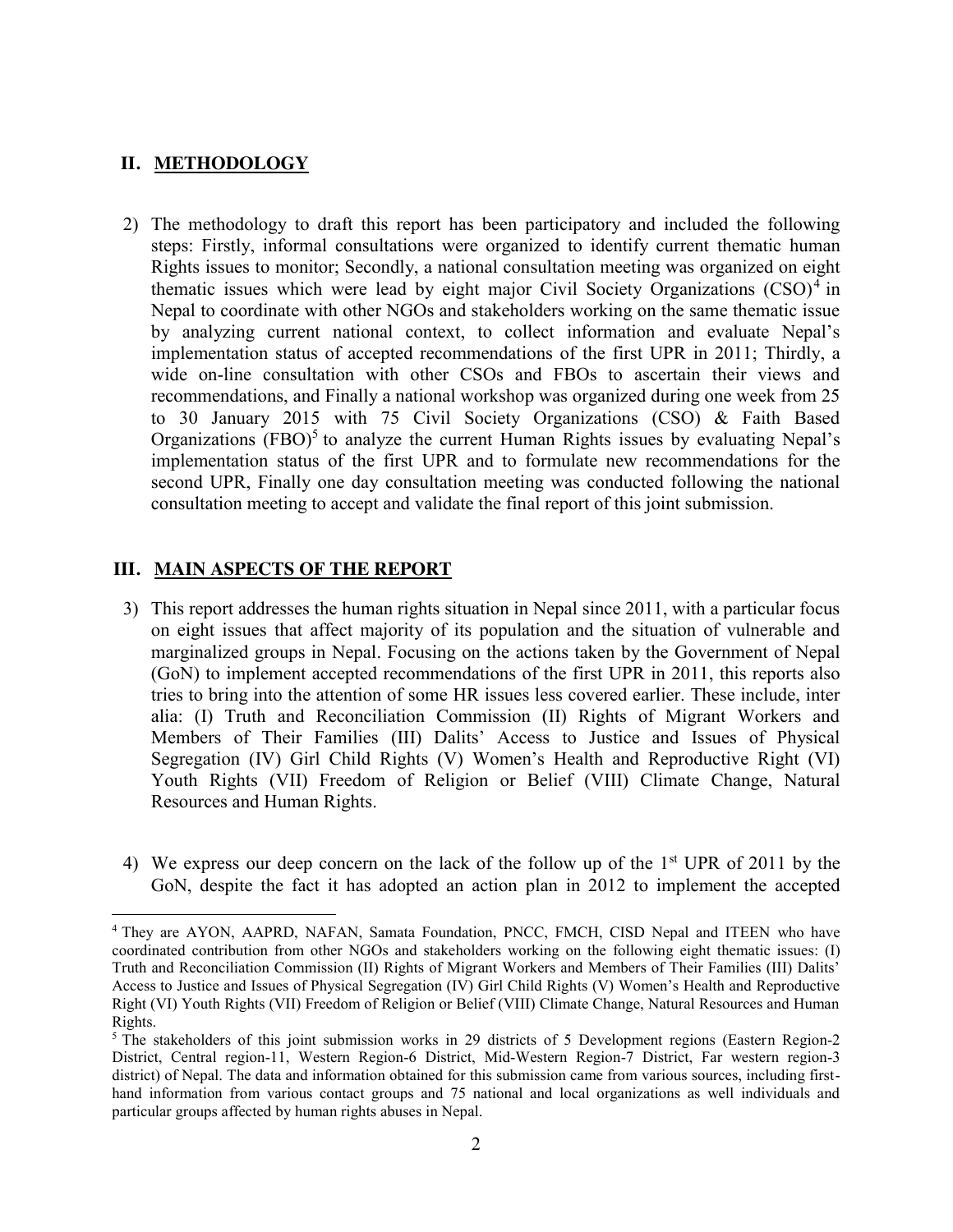## II. METHODOLOGY

2) The methodology to draft this report has been participatory and included the following steps: Firstly, informal consultations were organized to identify current thematic human Rights issues to monitor; Secondly, a national consultation meeting was organized on eight thematic issues which were lead by eight major Civil Society Organizations (CSO)[4] in Nepal to coordinate with other NGOs and stakeholders working on the same thematic issue by analyzing current national context, to collect information and evaluate Nepal's implementation status of accepted recommendations of the first UPR in 2011; Thirdly, a wide on-line consultation with other CSOs and FBOs to ascertain their views and recommendations, and Finally a national workshop was organized during one week from 25 to 30 January 2015 with 75 Civil Society Organizations (CSO) & Faith Based Organizations (FBO)[5] to analyze the current Human Rights issues by evaluating Nepal's implementation status of the first UPR and to formulate new recommendations for the second UPR, Finally one day consultation meeting was conducted following the national consultation meeting to accept and validate the final report of this joint submission.

## III. MAIN ASPECTS OF THE REPORT

3) This report addresses the human rights situation in Nepal since 2011, with a particular focus on eight issues that affect majority of its population and the situation of vulnerable and marginalized groups in Nepal. Focusing on the actions taken by the Government of Nepal (GoN) to implement accepted recommendations of the first UPR in 2011, this reports also tries to bring into the attention of some HR issues less covered earlier. These include, inter alia: (I) Truth and Reconciliation Commission (II) Rights of Migrant Workers and Members of Their Families (III) Dalits' Access to Justice and Issues of Physical Segregation (IV) Girl Child Rights (V) Women's Health and Reproductive Right (VI) Youth Rights (VII) Freedom of Religion or Belief (VIII) Climate Change, Natural Resources and Human Rights.

4) We express our deep concern on the lack of the follow up of the 1st UPR of 2011 by the GoN, despite the fact it has adopted an action plan in 2012 to implement the accepted

---

[4] They are AYON, AAPRD, NAFAN, Samata Foundation, PNCC, FMCH, CISD Nepal and ITEEN who have coordinated contribution from other NGOs and stakeholders working on the following eight thematic issues: (I) Truth and Reconciliation Commission (II) Rights of Migrant Workers and Members of Their Families (III) Dalits' Access to Justice and Issues of Physical Segregation (IV) Girl Child Rights (V) Women's Health and Reproductive Right (VI) Youth Rights (VII) Freedom of Religion or Belief (VIII) Climate Change, Natural Resources and Human Rights.

[5] The stakeholders of this joint submission works in 29 districts of 5 Development regions (Eastern Region-2 District, Central region-11, Western Region-6 District, Mid-Western Region-7 District, Far western region-3 district) of Nepal. The data and information obtained for this submission came from various sources, including first-hand information from various contact groups and 75 national and local organizations as well individuals and particular groups affected by human rights abuses in Nepal.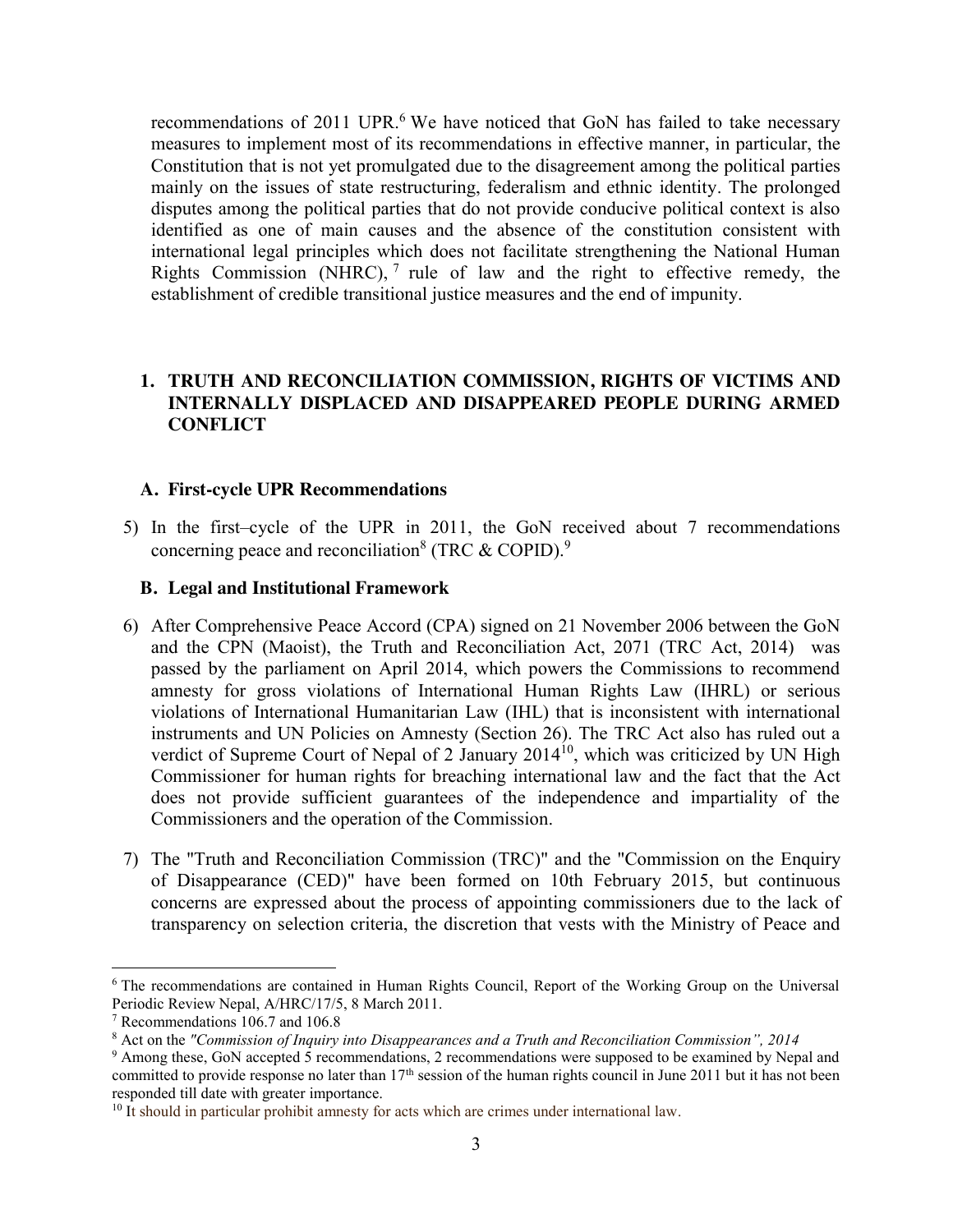recommendations of 2011 UPR.[6] We have noticed that GoN has failed to take necessary measures to implement most of its recommendations in effective manner, in particular, the Constitution that is not yet promulgated due to the disagreement among the political parties mainly on the issues of state restructuring, federalism and ethnic identity. The prolonged disputes among the political parties that do not provide conducive political context is also identified as one of main causes and the absence of the constitution consistent with international legal principles which does not facilitate strengthening the National Human Rights Commission (NHRC),[7] rule of law and the right to effective remedy, the establishment of credible transitional justice measures and the end of impunity.

## 1. TRUTH AND RECONCILIATION COMMISSION, RIGHTS OF VICTIMS AND INTERNALLY DISPLACED AND DISAPPEARED PEOPLE DURING ARMED CONFLICT

### A. First-cycle UPR Recommendations

5) In the first–cycle of the UPR in 2011, the GoN received about 7 recommendations concerning peace and reconciliation[8] (TRC & COPID).[9]

### B. Legal and Institutional Framework

6) After Comprehensive Peace Accord (CPA) signed on 21 November 2006 between the GoN and the CPN (Maoist), the Truth and Reconciliation Act, 2071 (TRC Act, 2014) was passed by the parliament on April 2014, which powers the Commissions to recommend amnesty for gross violations of International Human Rights Law (IHRL) or serious violations of International Humanitarian Law (IHL) that is inconsistent with international instruments and UN Policies on Amnesty (Section 26). The TRC Act also has ruled out a verdict of Supreme Court of Nepal of 2 January 2014[10], which was criticized by UN High Commissioner for human rights for breaching international law and the fact that the Act does not provide sufficient guarantees of the independence and impartiality of the Commissioners and the operation of the Commission.

7) The "Truth and Reconciliation Commission (TRC)" and the "Commission on the Enquiry of Disappearance (CED)" have been formed on 10th February 2015, but continuous concerns are expressed about the process of appointing commissioners due to the lack of transparency on selection criteria, the discretion that vests with the Ministry of Peace and

---

[6] The recommendations are contained in Human Rights Council, Report of the Working Group on the Universal Periodic Review Nepal, A/HRC/17/5, 8 March 2011.

[7] Recommendations 106.7 and 106.8

[8] Act on the *"Commission of Inquiry into Disappearances and a Truth and Reconciliation Commission", 2014*

[9] Among these, GoN accepted 5 recommendations, 2 recommendations were supposed to be examined by Nepal and committed to provide response no later than 17th session of the human rights council in June 2011 but it has not been responded till date with greater importance.

[10] It should in particular prohibit amnesty for acts which are crimes under international law.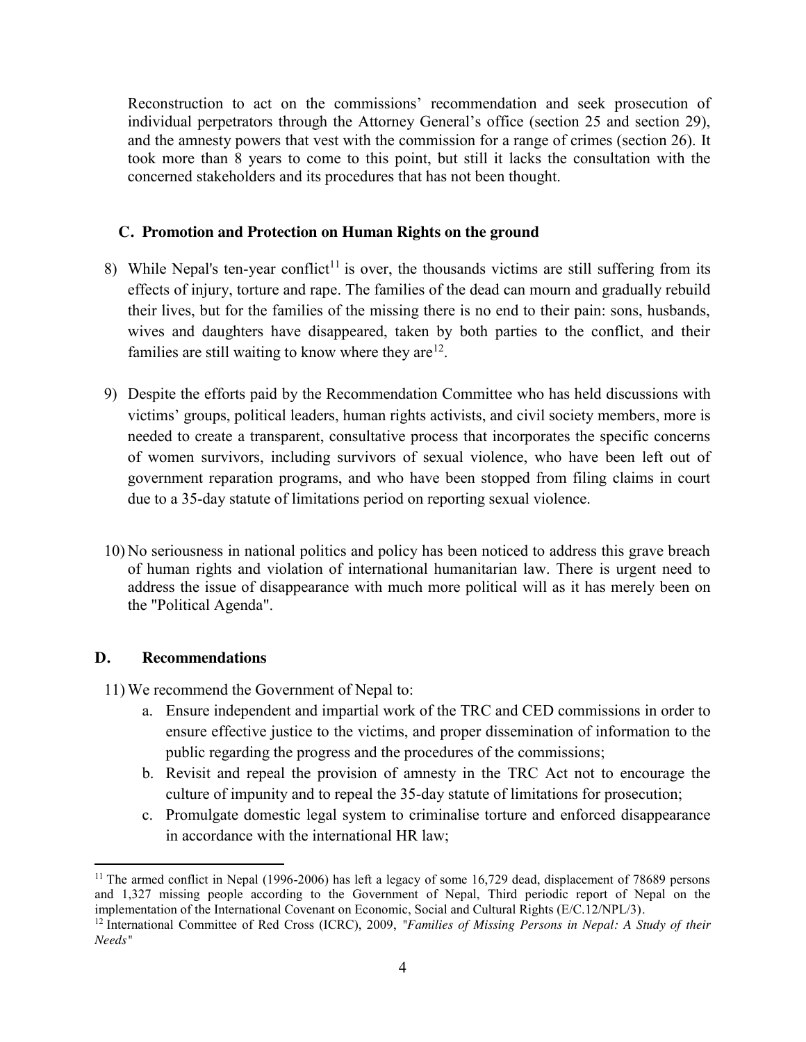Reconstruction to act on the commissions' recommendation and seek prosecution of individual perpetrators through the Attorney General's office (section 25 and section 29), and the amnesty powers that vest with the commission for a range of crimes (section 26). It took more than 8 years to come to this point, but still it lacks the consultation with the concerned stakeholders and its procedures that has not been thought.

### C. Promotion and Protection on Human Rights on the ground

8) While Nepal's ten-year conflict[11] is over, the thousands victims are still suffering from its effects of injury, torture and rape. The families of the dead can mourn and gradually rebuild their lives, but for the families of the missing there is no end to their pain: sons, husbands, wives and daughters have disappeared, taken by both parties to the conflict, and their families are still waiting to know where they are[12].

9) Despite the efforts paid by the Recommendation Committee who has held discussions with victims' groups, political leaders, human rights activists, and civil society members, more is needed to create a transparent, consultative process that incorporates the specific concerns of women survivors, including survivors of sexual violence, who have been left out of government reparation programs, and who have been stopped from filing claims in court due to a 35-day statute of limitations period on reporting sexual violence.

10) No seriousness in national politics and policy has been noticed to address this grave breach of human rights and violation of international humanitarian law. There is urgent need to address the issue of disappearance with much more political will as it has merely been on the "Political Agenda".

### D. Recommendations

11) We recommend the Government of Nepal to:
    a. Ensure independent and impartial work of the TRC and CED commissions in order to ensure effective justice to the victims, and proper dissemination of information to the public regarding the progress and the procedures of the commissions;
    b. Revisit and repeal the provision of amnesty in the TRC Act not to encourage the culture of impunity and to repeal the 35-day statute of limitations for prosecution;
    c. Promulgate domestic legal system to criminalise torture and enforced disappearance in accordance with the international HR law;

[11] The armed conflict in Nepal (1996-2006) has left a legacy of some 16,729 dead, displacement of 78689 persons and 1,327 missing people according to the Government of Nepal, Third periodic report of Nepal on the implementation of the International Covenant on Economic, Social and Cultural Rights (E/C.12/NPL/3).

[12] International Committee of Red Cross (ICRC), 2009, "*Families of Missing Persons in Nepal: A Study of their Needs*"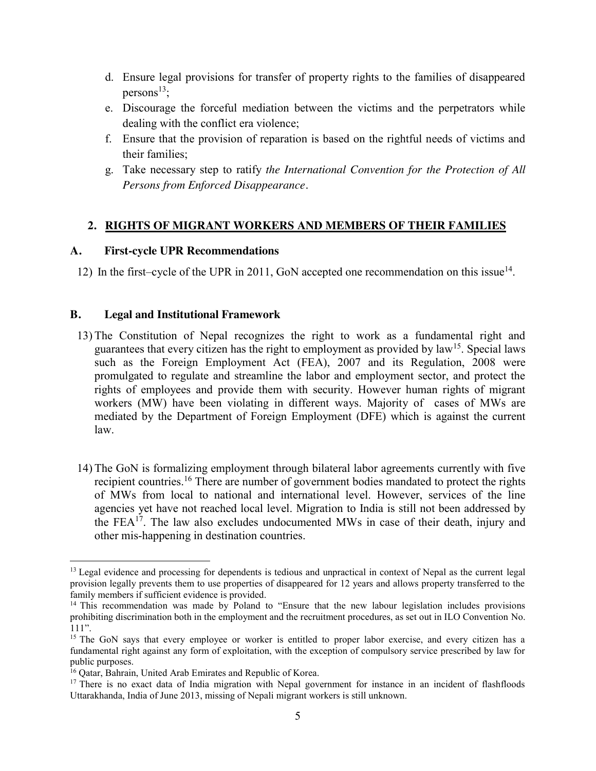d. Ensure legal provisions for transfer of property rights to the families of disappeared persons[13];
e. Discourage the forceful mediation between the victims and the perpetrators while dealing with the conflict era violence;
f. Ensure that the provision of reparation is based on the rightful needs of victims and their families;
g. Take necessary step to ratify *the International Convention for the Protection of All Persons from Enforced Disappearance*.

## 2. RIGHTS OF MIGRANT WORKERS AND MEMBERS OF THEIR FAMILIES

### A. First-cycle UPR Recommendations

12) In the first–cycle of the UPR in 2011, GoN accepted one recommendation on this issue[14].

### B. Legal and Institutional Framework

13) The Constitution of Nepal recognizes the right to work as a fundamental right and guarantees that every citizen has the right to employment as provided by law[15]. Special laws such as the Foreign Employment Act (FEA), 2007 and its Regulation, 2008 were promulgated to regulate and streamline the labor and employment sector, and protect the rights of employees and provide them with security. However human rights of migrant workers (MW) have been violating in different ways. Majority of cases of MWs are mediated by the Department of Foreign Employment (DFE) which is against the current law.

14) The GoN is formalizing employment through bilateral labor agreements currently with five recipient countries.[16] There are number of government bodies mandated to protect the rights of MWs from local to national and international level. However, services of the line agencies yet have not reached local level. Migration to India is still not been addressed by the FEA[17]. The law also excludes undocumented MWs in case of their death, injury and other mis-happening in destination countries.

---

[13] Legal evidence and processing for dependents is tedious and unpractical in context of Nepal as the current legal provision legally prevents them to use properties of disappeared for 12 years and allows property transferred to the family members if sufficient evidence is provided.

[14] This recommendation was made by Poland to "Ensure that the new labour legislation includes provisions prohibiting discrimination both in the employment and the recruitment procedures, as set out in ILO Convention No. 111".

[15] The GoN says that every employee or worker is entitled to proper labor exercise, and every citizen has a fundamental right against any form of exploitation, with the exception of compulsory service prescribed by law for public purposes.

[16] Qatar, Bahrain, United Arab Emirates and Republic of Korea.

[17] There is no exact data of India migration with Nepal government for instance in an incident of flashfloods Uttarakhanda, India of June 2013, missing of Nepali migrant workers is still unknown.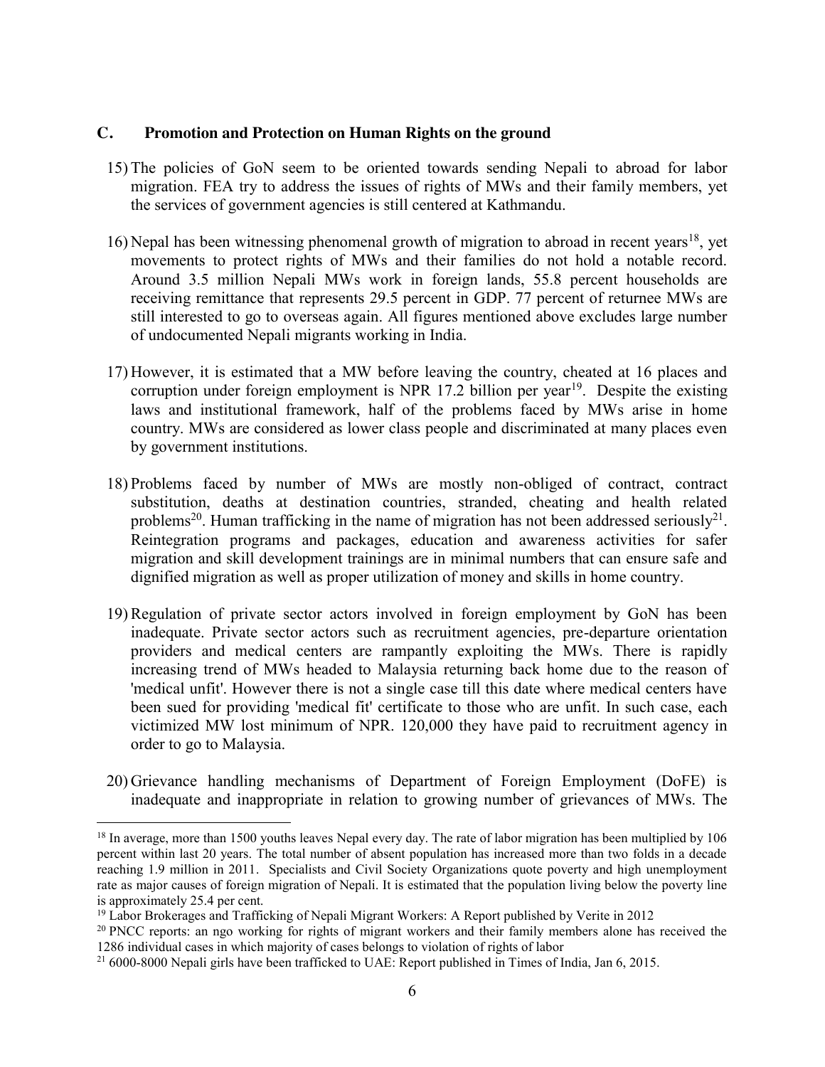## C. Promotion and Protection on Human Rights on the ground

15) The policies of GoN seem to be oriented towards sending Nepali to abroad for labor migration. FEA try to address the issues of rights of MWs and their family members, yet the services of government agencies is still centered at Kathmandu.

16) Nepal has been witnessing phenomenal growth of migration to abroad in recent years[18], yet movements to protect rights of MWs and their families do not hold a notable record. Around 3.5 million Nepali MWs work in foreign lands, 55.8 percent households are receiving remittance that represents 29.5 percent in GDP. 77 percent of returnee MWs are still interested to go to overseas again. All figures mentioned above excludes large number of undocumented Nepali migrants working in India.

17) However, it is estimated that a MW before leaving the country, cheated at 16 places and corruption under foreign employment is NPR 17.2 billion per year[19]. Despite the existing laws and institutional framework, half of the problems faced by MWs arise in home country. MWs are considered as lower class people and discriminated at many places even by government institutions.

18) Problems faced by number of MWs are mostly non-obliged of contract, contract substitution, deaths at destination countries, stranded, cheating and health related problems[20]. Human trafficking in the name of migration has not been addressed seriously[21]. Reintegration programs and packages, education and awareness activities for safer migration and skill development trainings are in minimal numbers that can ensure safe and dignified migration as well as proper utilization of money and skills in home country.

19) Regulation of private sector actors involved in foreign employment by GoN has been inadequate. Private sector actors such as recruitment agencies, pre-departure orientation providers and medical centers are rampantly exploiting the MWs. There is rapidly increasing trend of MWs headed to Malaysia returning back home due to the reason of 'medical unfit'. However there is not a single case till this date where medical centers have been sued for providing 'medical fit' certificate to those who are unfit. In such case, each victimized MW lost minimum of NPR. 120,000 they have paid to recruitment agency in order to go to Malaysia.

20) Grievance handling mechanisms of Department of Foreign Employment (DoFE) is inadequate and inappropriate in relation to growing number of grievances of MWs. The

---

[18] In average, more than 1500 youths leaves Nepal every day. The rate of labor migration has been multiplied by 106 percent within last 20 years. The total number of absent population has increased more than two folds in a decade reaching 1.9 million in 2011. Specialists and Civil Society Organizations quote poverty and high unemployment rate as major causes of foreign migration of Nepali. It is estimated that the population living below the poverty line is approximately 25.4 per cent.

[19] Labor Brokerages and Trafficking of Nepali Migrant Workers: A Report published by Verite in 2012

[20] PNCC reports: an ngo working for rights of migrant workers and their family members alone has received the 1286 individual cases in which majority of cases belongs to violation of rights of labor

[21] 6000-8000 Nepali girls have been trafficked to UAE: Report published in Times of India, Jan 6, 2015.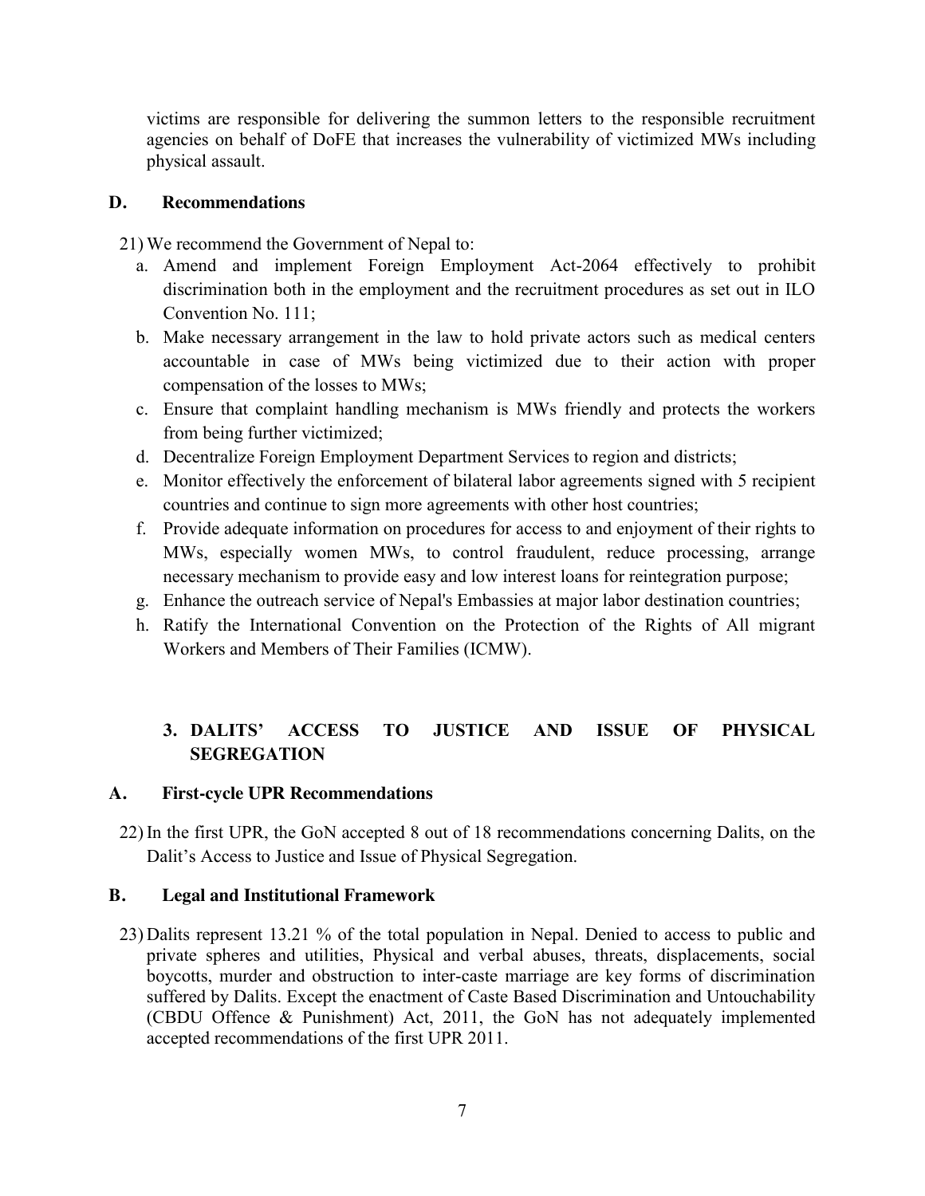victims are responsible for delivering the summon letters to the responsible recruitment agencies on behalf of DoFE that increases the vulnerability of victimized MWs including physical assault.

### D. Recommendations

21) We recommend the Government of Nepal to:
   a. Amend and implement Foreign Employment Act-2064 effectively to prohibit discrimination both in the employment and the recruitment procedures as set out in ILO Convention No. 111;
   b. Make necessary arrangement in the law to hold private actors such as medical centers accountable in case of MWs being victimized due to their action with proper compensation of the losses to MWs;
   c. Ensure that complaint handling mechanism is MWs friendly and protects the workers from being further victimized;
   d. Decentralize Foreign Employment Department Services to region and districts;
   e. Monitor effectively the enforcement of bilateral labor agreements signed with 5 recipient countries and continue to sign more agreements with other host countries;
   f. Provide adequate information on procedures for access to and enjoyment of their rights to MWs, especially women MWs, to control fraudulent, reduce processing, arrange necessary mechanism to provide easy and low interest loans for reintegration purpose;
   g. Enhance the outreach service of Nepal's Embassies at major labor destination countries;
   h. Ratify the International Convention on the Protection of the Rights of All migrant Workers and Members of Their Families (ICMW).

## 3. DALITS' ACCESS TO JUSTICE AND ISSUE OF PHYSICAL SEGREGATION

### A. First-cycle UPR Recommendations

22) In the first UPR, the GoN accepted 8 out of 18 recommendations concerning Dalits, on the Dalit's Access to Justice and Issue of Physical Segregation.

### B. Legal and Institutional Framework

23) Dalits represent 13.21 % of the total population in Nepal. Denied to access to public and private spheres and utilities, Physical and verbal abuses, threats, displacements, social boycotts, murder and obstruction to inter-caste marriage are key forms of discrimination suffered by Dalits. Except the enactment of Caste Based Discrimination and Untouchability (CBDU Offence & Punishment) Act, 2011, the GoN has not adequately implemented accepted recommendations of the first UPR 2011.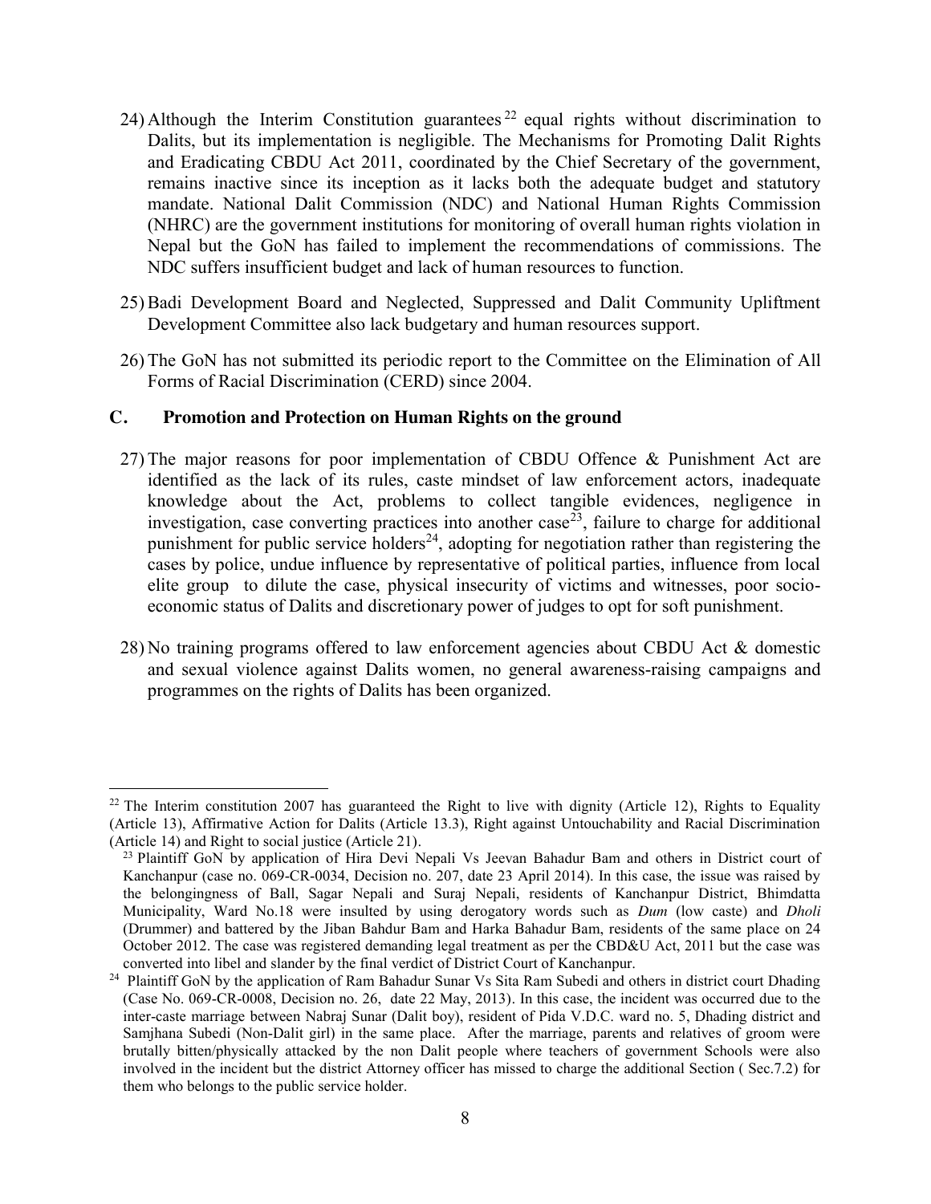24) Although the Interim Constitution guarantees [22] equal rights without discrimination to Dalits, but its implementation is negligible. The Mechanisms for Promoting Dalit Rights and Eradicating CBDU Act 2011, coordinated by the Chief Secretary of the government, remains inactive since its inception as it lacks both the adequate budget and statutory mandate. National Dalit Commission (NDC) and National Human Rights Commission (NHRC) are the government institutions for monitoring of overall human rights violation in Nepal but the GoN has failed to implement the recommendations of commissions. The NDC suffers insufficient budget and lack of human resources to function.

25) Badi Development Board and Neglected, Suppressed and Dalit Community Upliftment Development Committee also lack budgetary and human resources support.

26) The GoN has not submitted its periodic report to the Committee on the Elimination of All Forms of Racial Discrimination (CERD) since 2004.

## C. Promotion and Protection on Human Rights on the ground

27) The major reasons for poor implementation of CBDU Offence & Punishment Act are identified as the lack of its rules, caste mindset of law enforcement actors, inadequate knowledge about the Act, problems to collect tangible evidences, negligence in investigation, case converting practices into another case[23], failure to charge for additional punishment for public service holders[24], adopting for negotiation rather than registering the cases by police, undue influence by representative of political parties, influence from local elite group to dilute the case, physical insecurity of victims and witnesses, poor socio-economic status of Dalits and discretionary power of judges to opt for soft punishment.

28) No training programs offered to law enforcement agencies about CBDU Act & domestic and sexual violence against Dalits women, no general awareness-raising campaigns and programmes on the rights of Dalits has been organized.

---

[22] The Interim constitution 2007 has guaranteed the Right to live with dignity (Article 12), Rights to Equality (Article 13), Affirmative Action for Dalits (Article 13.3), Right against Untouchability and Racial Discrimination (Article 14) and Right to social justice (Article 21).

[23] Plaintiff GoN by application of Hira Devi Nepali Vs Jeevan Bahadur Bam and others in District court of Kanchanpur (case no. 069-CR-0034, Decision no. 207, date 23 April 2014). In this case, the issue was raised by the belongingness of Ball, Sagar Nepali and Suraj Nepali, residents of Kanchanpur District, Bhimdatta Municipality, Ward No.18 were insulted by using derogatory words such as *Dum* (low caste) and *Dholi* (Drummer) and battered by the Jiban Bahdur Bam and Harka Bahadur Bam, residents of the same place on 24 October 2012. The case was registered demanding legal treatment as per the CBD&U Act, 2011 but the case was converted into libel and slander by the final verdict of District Court of Kanchanpur.

[24] Plaintiff GoN by the application of Ram Bahadur Sunar Vs Sita Ram Subedi and others in district court Dhading (Case No. 069-CR-0008, Decision no. 26, date 22 May, 2013). In this case, the incident was occurred due to the inter-caste marriage between Nabraj Sunar (Dalit boy), resident of Pida V.D.C. ward no. 5, Dhading district and Samjhana Subedi (Non-Dalit girl) in the same place. After the marriage, parents and relatives of groom were brutally bitten/physically attacked by the non Dalit people where teachers of government Schools were also involved in the incident but the district Attorney officer has missed to charge the additional Section ( Sec.7.2) for them who belongs to the public service holder.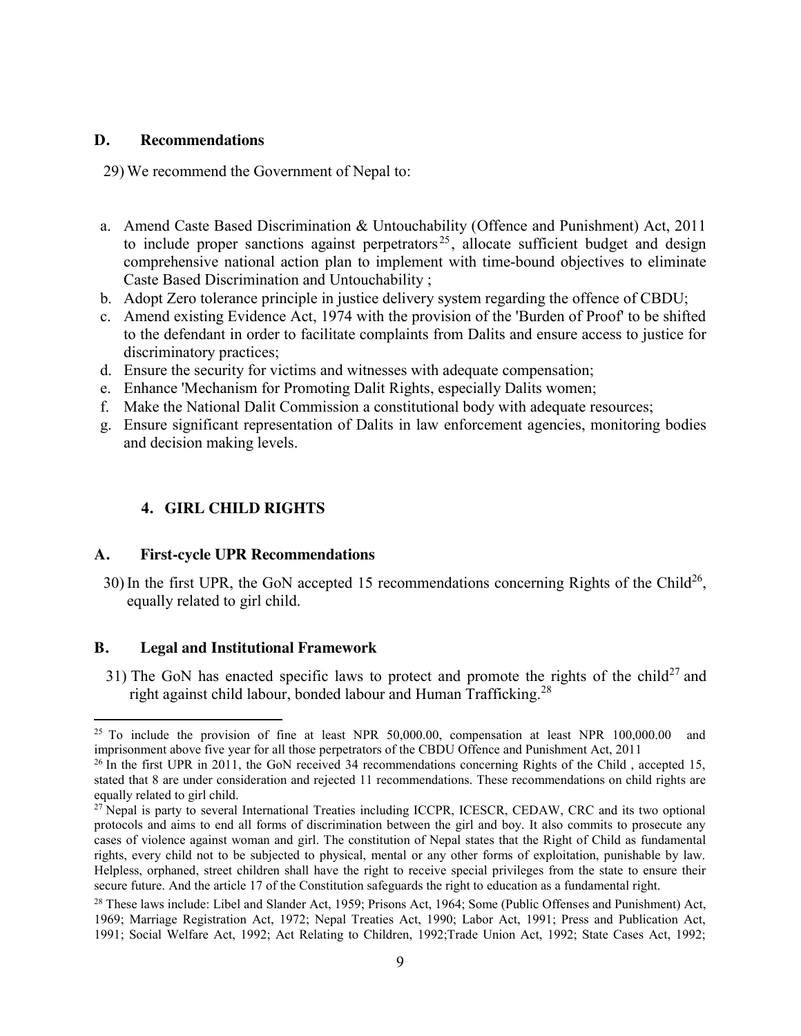### D. Recommendations

29) We recommend the Government of Nepal to:

a. Amend Caste Based Discrimination & Untouchability (Offence and Punishment) Act, 2011 to include proper sanctions against perpetrators[25], allocate sufficient budget and design comprehensive national action plan to implement with time-bound objectives to eliminate Caste Based Discrimination and Untouchability ;
b. Adopt Zero tolerance principle in justice delivery system regarding the offence of CBDU;
c. Amend existing Evidence Act, 1974 with the provision of the 'Burden of Proof' to be shifted to the defendant in order to facilitate complaints from Dalits and ensure access to justice for discriminatory practices;
d. Ensure the security for victims and witnesses with adequate compensation;
e. Enhance 'Mechanism for Promoting Dalit Rights, especially Dalits women;
f. Make the National Dalit Commission a constitutional body with adequate resources;
g. Ensure significant representation of Dalits in law enforcement agencies, monitoring bodies and decision making levels.

## 4. GIRL CHILD RIGHTS

### A. First-cycle UPR Recommendations

30) In the first UPR, the GoN accepted 15 recommendations concerning Rights of the Child[26], equally related to girl child.

### B. Legal and Institutional Framework

31) The GoN has enacted specific laws to protect and promote the rights of the child[27] and right against child labour, bonded labour and Human Trafficking.[28]

---

[25] To include the provision of fine at least NPR 50,000.00, compensation at least NPR 100,000.00 and imprisonment above five year for all those perpetrators of the CBDU Offence and Punishment Act, 2011

[26] In the first UPR in 2011, the GoN received 34 recommendations concerning Rights of the Child , accepted 15, stated that 8 are under consideration and rejected 11 recommendations. These recommendations on child rights are equally related to girl child.

[27] Nepal is party to several International Treaties including ICCPR, ICESCR, CEDAW, CRC and its two optional protocols and aims to end all forms of discrimination between the girl and boy. It also commits to prosecute any cases of violence against woman and girl. The constitution of Nepal states that the Right of Child as fundamental rights, every child not to be subjected to physical, mental or any other forms of exploitation, punishable by law. Helpless, orphaned, street children shall have the right to receive special privileges from the state to ensure their secure future. And the article 17 of the Constitution safeguards the right to education as a fundamental right.

[28] These laws include: Libel and Slander Act, 1959; Prisons Act, 1964; Some (Public Offenses and Punishment) Act, 1969; Marriage Registration Act, 1972; Nepal Treaties Act, 1990; Labor Act, 1991; Press and Publication Act, 1991; Social Welfare Act, 1992; Act Relating to Children, 1992;Trade Union Act, 1992; State Cases Act, 1992;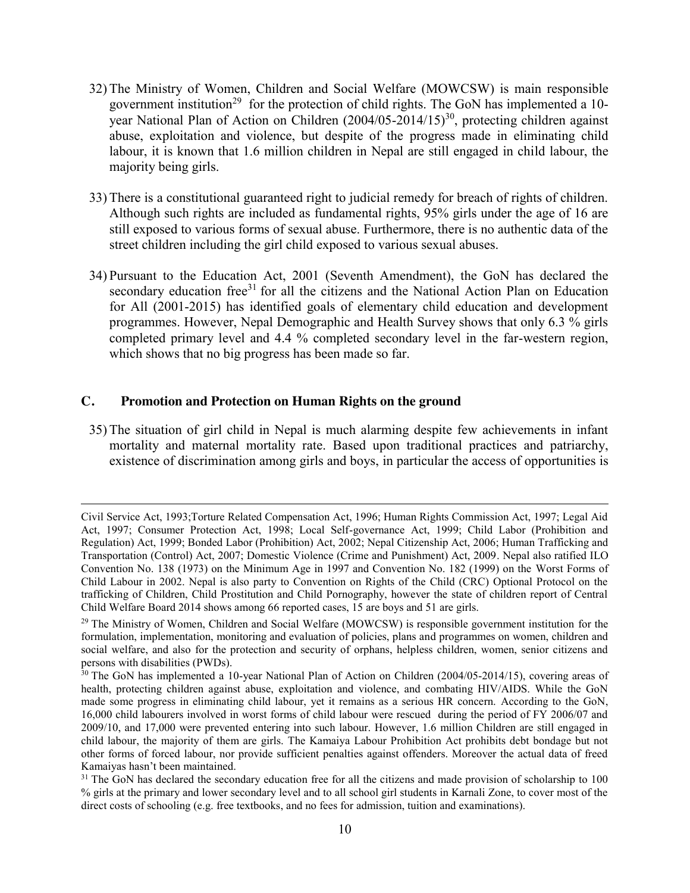32) The Ministry of Women, Children and Social Welfare (MOWCSW) is main responsible government institution[29] for the protection of child rights. The GoN has implemented a 10-year National Plan of Action on Children (2004/05-2014/15)[30], protecting children against abuse, exploitation and violence, but despite of the progress made in eliminating child labour, it is known that 1.6 million children in Nepal are still engaged in child labour, the majority being girls.

33) There is a constitutional guaranteed right to judicial remedy for breach of rights of children. Although such rights are included as fundamental rights, 95% girls under the age of 16 are still exposed to various forms of sexual abuse. Furthermore, there is no authentic data of the street children including the girl child exposed to various sexual abuses.

34) Pursuant to the Education Act, 2001 (Seventh Amendment), the GoN has declared the secondary education free[31] for all the citizens and the National Action Plan on Education for All (2001-2015) has identified goals of elementary child education and development programmes. However, Nepal Demographic and Health Survey shows that only 6.3 % girls completed primary level and 4.4 % completed secondary level in the far-western region, which shows that no big progress has been made so far.

## C. Promotion and Protection on Human Rights on the ground

35) The situation of girl child in Nepal is much alarming despite few achievements in infant mortality and maternal mortality rate. Based upon traditional practices and patriarchy, existence of discrimination among girls and boys, in particular the access of opportunities is

---

Civil Service Act, 1993;Torture Related Compensation Act, 1996; Human Rights Commission Act, 1997; Legal Aid Act, 1997; Consumer Protection Act, 1998; Local Self-governance Act, 1999; Child Labor (Prohibition and Regulation) Act, 1999; Bonded Labor (Prohibition) Act, 2002; Nepal Citizenship Act, 2006; Human Trafficking and Transportation (Control) Act, 2007; Domestic Violence (Crime and Punishment) Act, 2009. Nepal also ratified ILO Convention No. 138 (1973) on the Minimum Age in 1997 and Convention No. 182 (1999) on the Worst Forms of Child Labour in 2002. Nepal is also party to Convention on Rights of the Child (CRC) Optional Protocol on the trafficking of Children, Child Prostitution and Child Pornography, however the state of children report of Central Child Welfare Board 2014 shows among 66 reported cases, 15 are boys and 51 are girls.

[29] The Ministry of Women, Children and Social Welfare (MOWCSW) is responsible government institution for the formulation, implementation, monitoring and evaluation of policies, plans and programmes on women, children and social welfare, and also for the protection and security of orphans, helpless children, women, senior citizens and persons with disabilities (PWDs).

[30] The GoN has implemented a 10-year National Plan of Action on Children (2004/05-2014/15), covering areas of health, protecting children against abuse, exploitation and violence, and combating HIV/AIDS. While the GoN made some progress in eliminating child labour, yet it remains as a serious HR concern. According to the GoN, 16,000 child labourers involved in worst forms of child labour were rescued during the period of FY 2006/07 and 2009/10, and 17,000 were prevented entering into such labour. However, 1.6 million Children are still engaged in child labour, the majority of them are girls. The Kamaiya Labour Prohibition Act prohibits debt bondage but not other forms of forced labour, nor provide sufficient penalties against offenders. Moreover the actual data of freed Kamaiyas hasn't been maintained.

[31] The GoN has declared the secondary education free for all the citizens and made provision of scholarship to 100 % girls at the primary and lower secondary level and to all school girl students in Karnali Zone, to cover most of the direct costs of schooling (e.g. free textbooks, and no fees for admission, tuition and examinations).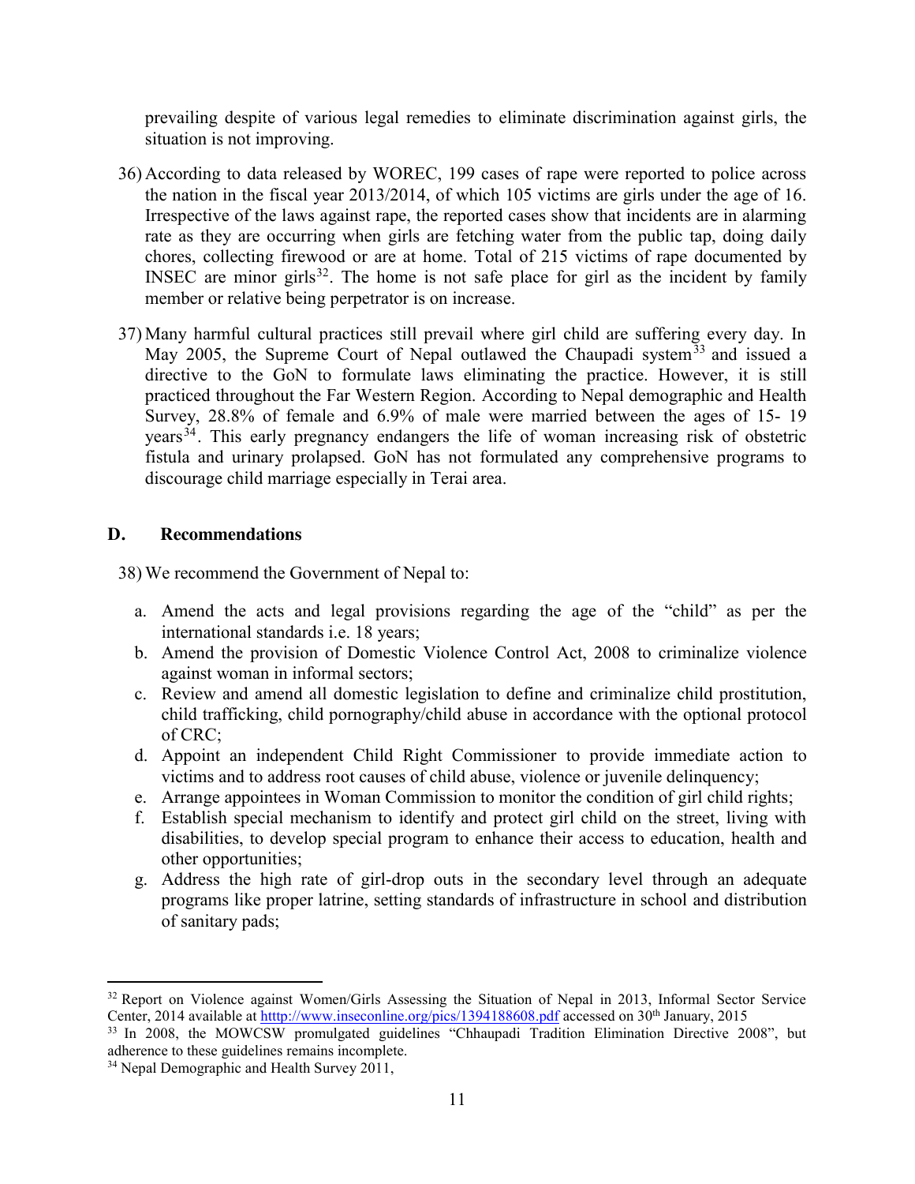prevailing despite of various legal remedies to eliminate discrimination against girls, the situation is not improving.

36) According to data released by WOREC, 199 cases of rape were reported to police across the nation in the fiscal year 2013/2014, of which 105 victims are girls under the age of 16. Irrespective of the laws against rape, the reported cases show that incidents are in alarming rate as they are occurring when girls are fetching water from the public tap, doing daily chores, collecting firewood or are at home. Total of 215 victims of rape documented by INSEC are minor girls[32]. The home is not safe place for girl as the incident by family member or relative being perpetrator is on increase.

37) Many harmful cultural practices still prevail where girl child are suffering every day. In May 2005, the Supreme Court of Nepal outlawed the Chaupadi system[33] and issued a directive to the GoN to formulate laws eliminating the practice. However, it is still practiced throughout the Far Western Region. According to Nepal demographic and Health Survey, 28.8% of female and 6.9% of male were married between the ages of 15- 19 years[34]. This early pregnancy endangers the life of woman increasing risk of obstetric fistula and urinary prolapsed. GoN has not formulated any comprehensive programs to discourage child marriage especially in Terai area.

## D. Recommendations

38) We recommend the Government of Nepal to:

a. Amend the acts and legal provisions regarding the age of the "child" as per the international standards i.e. 18 years;
b. Amend the provision of Domestic Violence Control Act, 2008 to criminalize violence against woman in informal sectors;
c. Review and amend all domestic legislation to define and criminalize child prostitution, child trafficking, child pornography/child abuse in accordance with the optional protocol of CRC;
d. Appoint an independent Child Right Commissioner to provide immediate action to victims and to address root causes of child abuse, violence or juvenile delinquency;
e. Arrange appointees in Woman Commission to monitor the condition of girl child rights;
f. Establish special mechanism to identify and protect girl child on the street, living with disabilities, to develop special program to enhance their access to education, health and other opportunities;
g. Address the high rate of girl-drop outs in the secondary level through an adequate programs like proper latrine, setting standards of infrastructure in school and distribution of sanitary pads;

---

[32] Report on Violence against Women/Girls Assessing the Situation of Nepal in 2013, Informal Sector Service Center, 2014 available at http://www.inseconline.org/pics/1394188608.pdf accessed on 30th January, 2015

[33] In 2008, the MOWCSW promulgated guidelines "Chhaupadi Tradition Elimination Directive 2008", but adherence to these guidelines remains incomplete.

[34] Nepal Demographic and Health Survey 2011,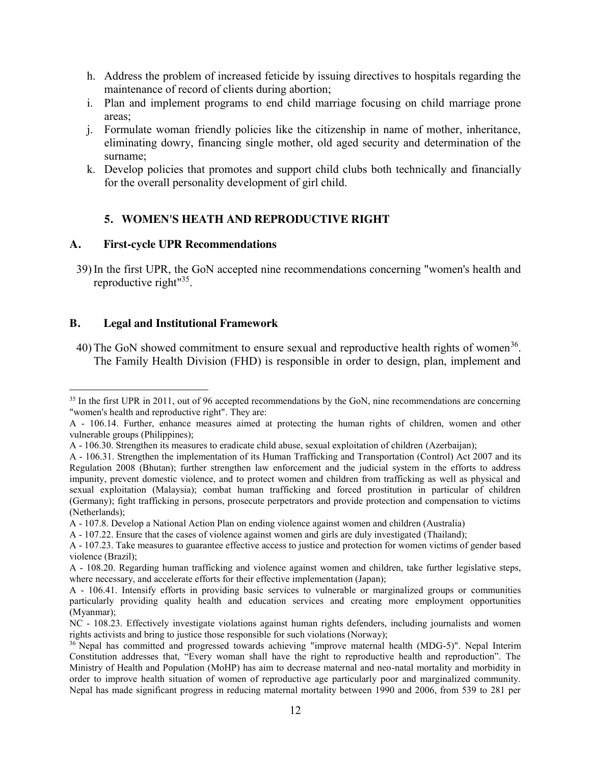h. Address the problem of increased feticide by issuing directives to hospitals regarding the maintenance of record of clients during abortion;
i. Plan and implement programs to end child marriage focusing on child marriage prone areas;
j. Formulate woman friendly policies like the citizenship in name of mother, inheritance, eliminating dowry, financing single mother, old aged security and determination of the surname;
k. Develop policies that promotes and support child clubs both technically and financially for the overall personality development of girl child.

## 5. WOMEN'S HEATH AND REPRODUCTIVE RIGHT

### A. First-cycle UPR Recommendations

39) In the first UPR, the GoN accepted nine recommendations concerning "women's health and reproductive right"[35].

### B. Legal and Institutional Framework

40) The GoN showed commitment to ensure sexual and reproductive health rights of women[36]. The Family Health Division (FHD) is responsible in order to design, plan, implement and

---

[35] In the first UPR in 2011, out of 96 accepted recommendations by the GoN, nine recommendations are concerning "women's health and reproductive right". They are:

A - 106.14. Further, enhance measures aimed at protecting the human rights of children, women and other vulnerable groups (Philippines);

A - 106.30. Strengthen its measures to eradicate child abuse, sexual exploitation of children (Azerbaijan);

A - 106.31. Strengthen the implementation of its Human Trafficking and Transportation (Control) Act 2007 and its Regulation 2008 (Bhutan); further strengthen law enforcement and the judicial system in the efforts to address impunity, prevent domestic violence, and to protect women and children from trafficking as well as physical and sexual exploitation (Malaysia); combat human trafficking and forced prostitution in particular of children (Germany); fight trafficking in persons, prosecute perpetrators and provide protection and compensation to victims (Netherlands);

A - 107.8. Develop a National Action Plan on ending violence against women and children (Australia)

A - 107.22. Ensure that the cases of violence against women and girls are duly investigated (Thailand);

A - 107.23. Take measures to guarantee effective access to justice and protection for women victims of gender based violence (Brazil);

A - 108.20. Regarding human trafficking and violence against women and children, take further legislative steps, where necessary, and accelerate efforts for their effective implementation (Japan);

A - 106.41. Intensify efforts in providing basic services to vulnerable or marginalized groups or communities particularly providing quality health and education services and creating more employment opportunities (Myanmar);

NC - 108.23. Effectively investigate violations against human rights defenders, including journalists and women rights activists and bring to justice those responsible for such violations (Norway);

[36] Nepal has committed and progressed towards achieving "improve maternal health (MDG-5)". Nepal Interim Constitution addresses that, "Every woman shall have the right to reproductive health and reproduction". The Ministry of Health and Population (MoHP) has aim to decrease maternal and neo-natal mortality and morbidity in order to improve health situation of women of reproductive age particularly poor and marginalized community. Nepal has made significant progress in reducing maternal mortality between 1990 and 2006, from 539 to 281 per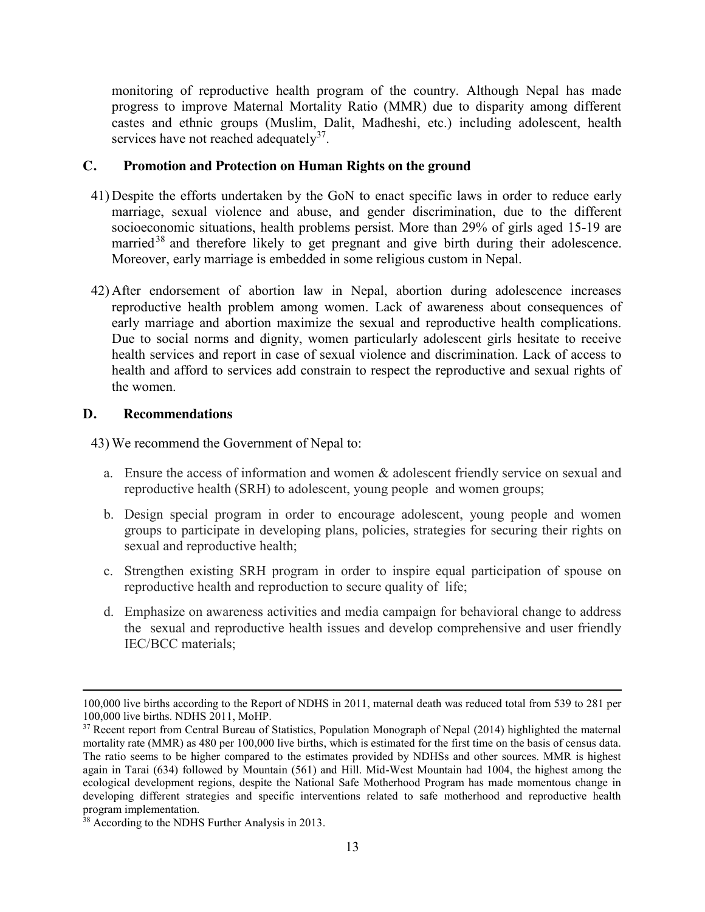monitoring of reproductive health program of the country. Although Nepal has made progress to improve Maternal Mortality Ratio (MMR) due to disparity among different castes and ethnic groups (Muslim, Dalit, Madheshi, etc.) including adolescent, health services have not reached adequately[37].

## C. Promotion and Protection on Human Rights on the ground

41) Despite the efforts undertaken by the GoN to enact specific laws in order to reduce early marriage, sexual violence and abuse, and gender discrimination, due to the different socioeconomic situations, health problems persist. More than 29% of girls aged 15-19 are married[38] and therefore likely to get pregnant and give birth during their adolescence. Moreover, early marriage is embedded in some religious custom in Nepal.

42) After endorsement of abortion law in Nepal, abortion during adolescence increases reproductive health problem among women. Lack of awareness about consequences of early marriage and abortion maximize the sexual and reproductive health complications. Due to social norms and dignity, women particularly adolescent girls hesitate to receive health services and report in case of sexual violence and discrimination. Lack of access to health and afford to services add constrain to respect the reproductive and sexual rights of the women.

## D. Recommendations

43) We recommend the Government of Nepal to:

a. Ensure the access of information and women & adolescent friendly service on sexual and reproductive health (SRH) to adolescent, young people and women groups;

b. Design special program in order to encourage adolescent, young people and women groups to participate in developing plans, policies, strategies for securing their rights on sexual and reproductive health;

c. Strengthen existing SRH program in order to inspire equal participation of spouse on reproductive health and reproduction to secure quality of life;

d. Emphasize on awareness activities and media campaign for behavioral change to address the sexual and reproductive health issues and develop comprehensive and user friendly IEC/BCC materials;

---

100,000 live births according to the Report of NDHS in 2011, maternal death was reduced total from 539 to 281 per 100,000 live births. NDHS 2011, MoHP.

[37] Recent report from Central Bureau of Statistics, Population Monograph of Nepal (2014) highlighted the maternal mortality rate (MMR) as 480 per 100,000 live births, which is estimated for the first time on the basis of census data. The ratio seems to be higher compared to the estimates provided by NDHSs and other sources. MMR is highest again in Tarai (634) followed by Mountain (561) and Hill. Mid-West Mountain had 1004, the highest among the ecological development regions, despite the National Safe Motherhood Program has made momentous change in developing different strategies and specific interventions related to safe motherhood and reproductive health program implementation.

[38] According to the NDHS Further Analysis in 2013.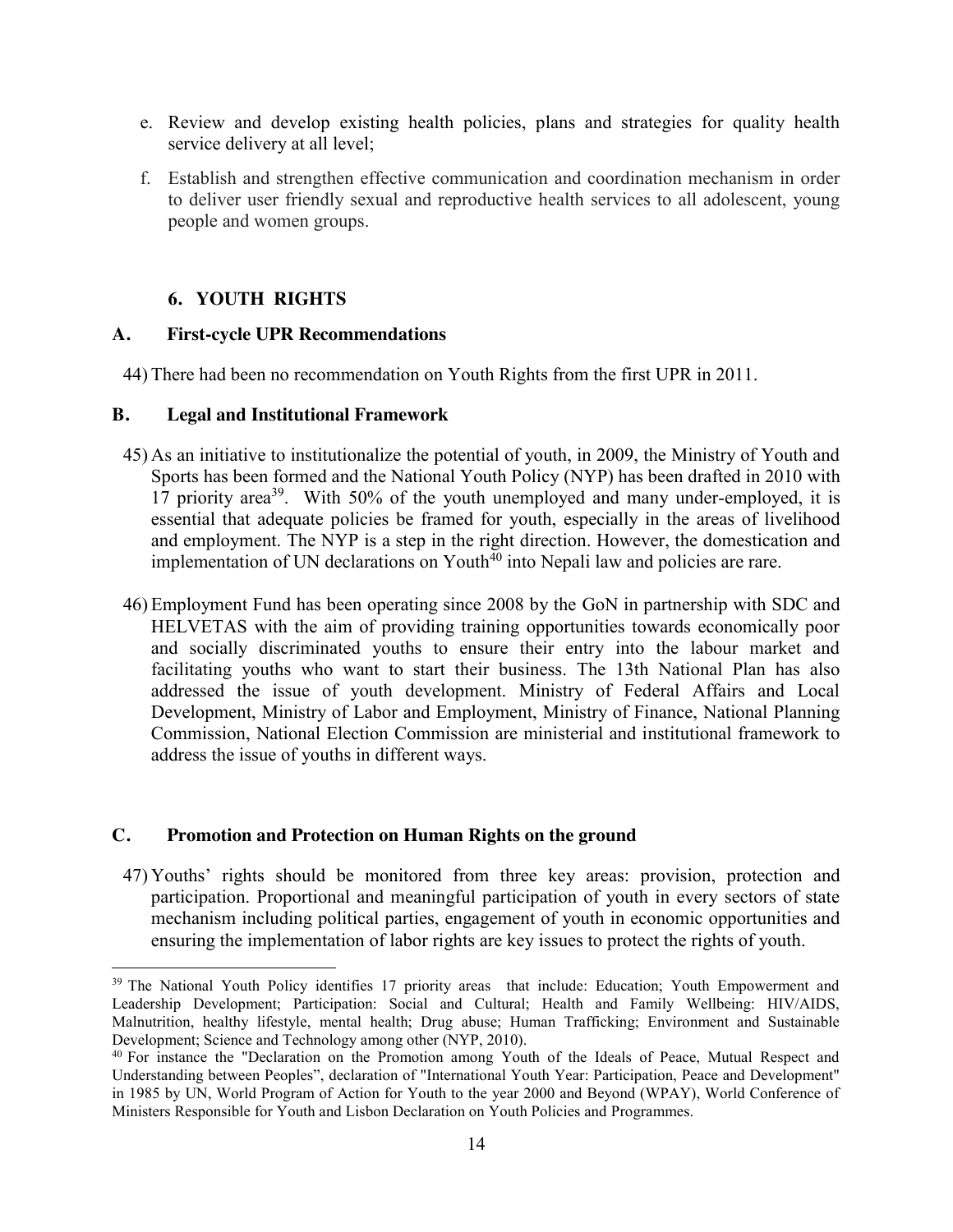e. Review and develop existing health policies, plans and strategies for quality health service delivery at all level;

f. Establish and strengthen effective communication and coordination mechanism in order to deliver user friendly sexual and reproductive health services to all adolescent, young people and women groups.

## 6. YOUTH RIGHTS

### A. First-cycle UPR Recommendations

44) There had been no recommendation on Youth Rights from the first UPR in 2011.

### B. Legal and Institutional Framework

45) As an initiative to institutionalize the potential of youth, in 2009, the Ministry of Youth and Sports has been formed and the National Youth Policy (NYP) has been drafted in 2010 with 17 priority area[39]. With 50% of the youth unemployed and many under-employed, it is essential that adequate policies be framed for youth, especially in the areas of livelihood and employment. The NYP is a step in the right direction. However, the domestication and implementation of UN declarations on Youth[40] into Nepali law and policies are rare.

46) Employment Fund has been operating since 2008 by the GoN in partnership with SDC and HELVETAS with the aim of providing training opportunities towards economically poor and socially discriminated youths to ensure their entry into the labour market and facilitating youths who want to start their business. The 13th National Plan has also addressed the issue of youth development. Ministry of Federal Affairs and Local Development, Ministry of Labor and Employment, Ministry of Finance, National Planning Commission, National Election Commission are ministerial and institutional framework to address the issue of youths in different ways.

### C. Promotion and Protection on Human Rights on the ground

47) Youths' rights should be monitored from three key areas: provision, protection and participation. Proportional and meaningful participation of youth in every sectors of state mechanism including political parties, engagement of youth in economic opportunities and ensuring the implementation of labor rights are key issues to protect the rights of youth.

---

[39] The National Youth Policy identifies 17 priority areas that include: Education; Youth Empowerment and Leadership Development; Participation: Social and Cultural; Health and Family Wellbeing: HIV/AIDS, Malnutrition, healthy lifestyle, mental health; Drug abuse; Human Trafficking; Environment and Sustainable Development; Science and Technology among other (NYP, 2010).

[40] For instance the "Declaration on the Promotion among Youth of the Ideals of Peace, Mutual Respect and Understanding between Peoples", declaration of "International Youth Year: Participation, Peace and Development" in 1985 by UN, World Program of Action for Youth to the year 2000 and Beyond (WPAY), World Conference of Ministers Responsible for Youth and Lisbon Declaration on Youth Policies and Programmes.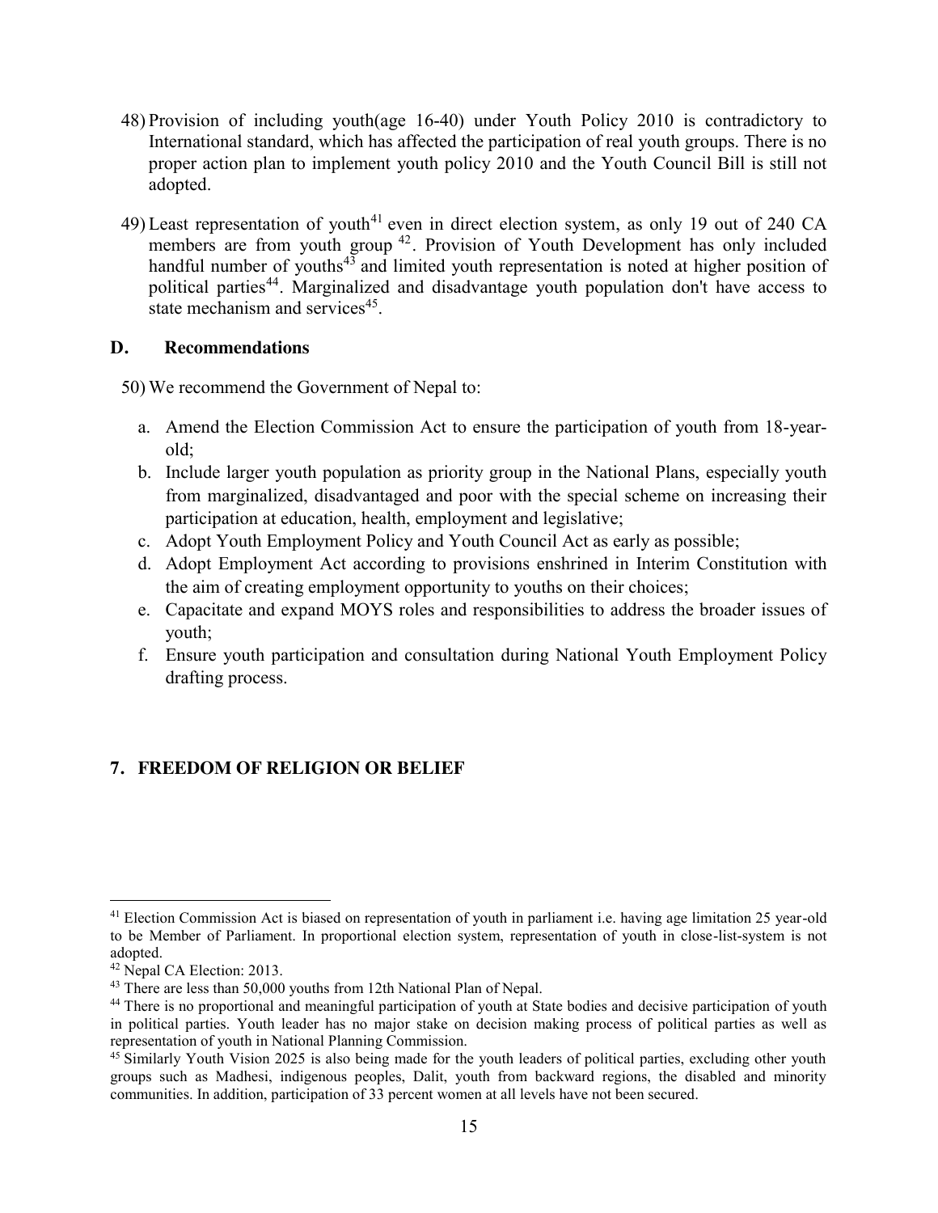48) Provision of including youth(age 16-40) under Youth Policy 2010 is contradictory to International standard, which has affected the participation of real youth groups. There is no proper action plan to implement youth policy 2010 and the Youth Council Bill is still not adopted.

49) Least representation of youth[41] even in direct election system, as only 19 out of 240 CA members are from youth group [42]. Provision of Youth Development has only included handful number of youths[43] and limited youth representation is noted at higher position of political parties[44]. Marginalized and disadvantage youth population don't have access to state mechanism and services[45].

### D. Recommendations

50) We recommend the Government of Nepal to:

a. Amend the Election Commission Act to ensure the participation of youth from 18-year-old;
b. Include larger youth population as priority group in the National Plans, especially youth from marginalized, disadvantaged and poor with the special scheme on increasing their participation at education, health, employment and legislative;
c. Adopt Youth Employment Policy and Youth Council Act as early as possible;
d. Adopt Employment Act according to provisions enshrined in Interim Constitution with the aim of creating employment opportunity to youths on their choices;
e. Capacitate and expand MOYS roles and responsibilities to address the broader issues of youth;
f. Ensure youth participation and consultation during National Youth Employment Policy drafting process.

## 7. FREEDOM OF RELIGION OR BELIEF

---

[41] Election Commission Act is biased on representation of youth in parliament i.e. having age limitation 25 year-old to be Member of Parliament. In proportional election system, representation of youth in close-list-system is not adopted.

[42] Nepal CA Election: 2013.

[43] There are less than 50,000 youths from 12th National Plan of Nepal.

[44] There is no proportional and meaningful participation of youth at State bodies and decisive participation of youth in political parties. Youth leader has no major stake on decision making process of political parties as well as representation of youth in National Planning Commission.

[45] Similarly Youth Vision 2025 is also being made for the youth leaders of political parties, excluding other youth groups such as Madhesi, indigenous peoples, Dalit, youth from backward regions, the disabled and minority communities. In addition, participation of 33 percent women at all levels have not been secured.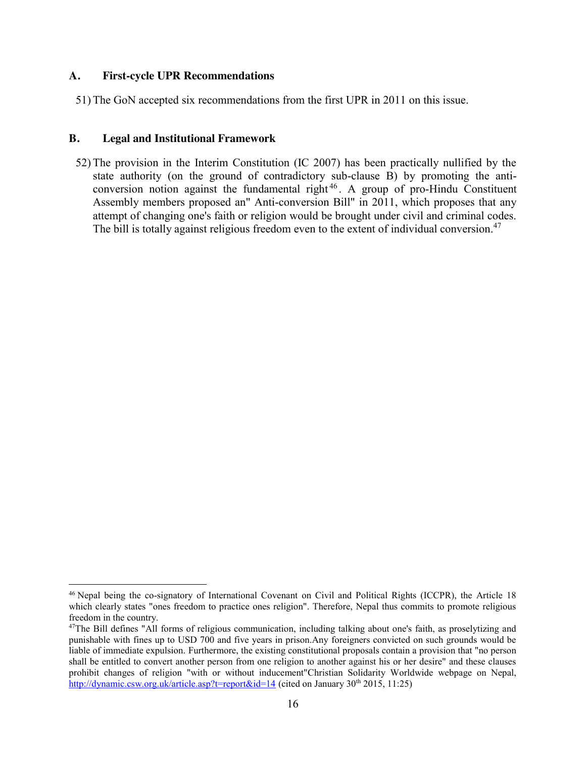## A. First-cycle UPR Recommendations

51) The GoN accepted six recommendations from the first UPR in 2011 on this issue.

## B. Legal and Institutional Framework

52) The provision in the Interim Constitution (IC 2007) has been practically nullified by the state authority (on the ground of contradictory sub-clause B) by promoting the anti-conversion notion against the fundamental right[46]. A group of pro-Hindu Constituent Assembly members proposed an" Anti-conversion Bill" in 2011, which proposes that any attempt of changing one's faith or religion would be brought under civil and criminal codes. The bill is totally against religious freedom even to the extent of individual conversion.[47]

---

[46] Nepal being the co-signatory of International Covenant on Civil and Political Rights (ICCPR), the Article 18 which clearly states "ones freedom to practice ones religion". Therefore, Nepal thus commits to promote religious freedom in the country.

[47] The Bill defines "All forms of religious communication, including talking about one's faith, as proselytizing and punishable with fines up to USD 700 and five years in prison.Any foreigners convicted on such grounds would be liable of immediate expulsion. Furthermore, the existing constitutional proposals contain a provision that "no person shall be entitled to convert another person from one religion to another against his or her desire" and these clauses prohibit changes of religion "with or without inducement"Christian Solidarity Worldwide webpage on Nepal, http://dynamic.csw.org.uk/article.asp?t=report&id=14 (cited on January 30th 2015, 11:25)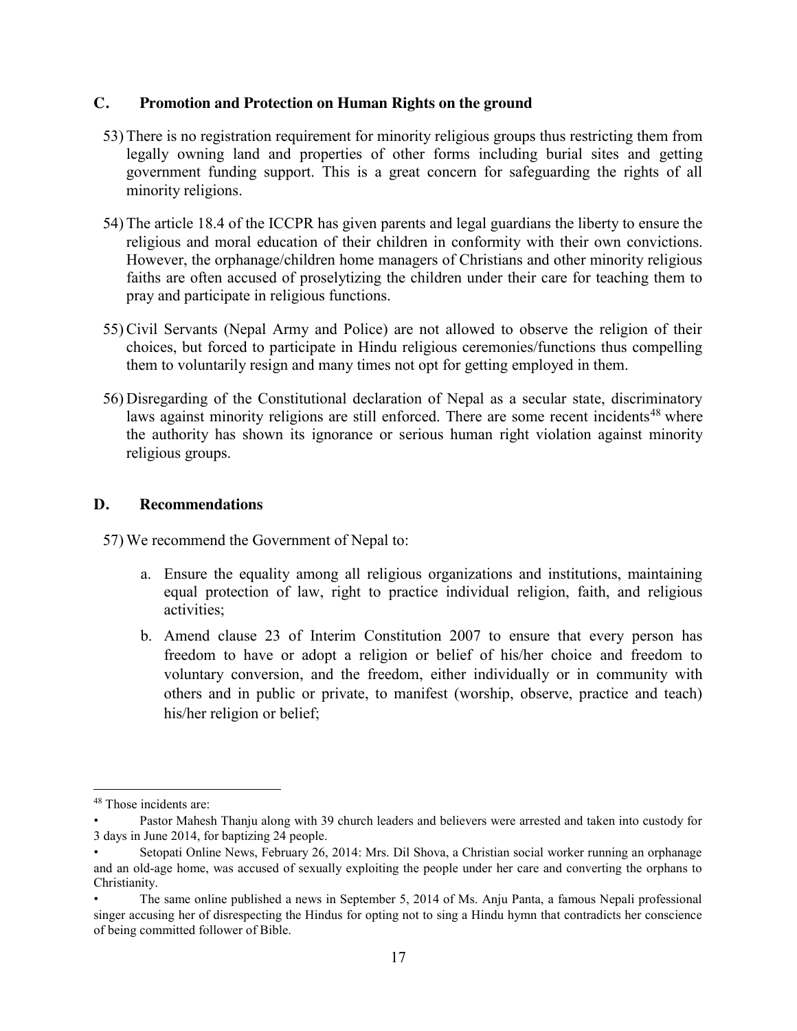## C. Promotion and Protection on Human Rights on the ground

53) There is no registration requirement for minority religious groups thus restricting them from legally owning land and properties of other forms including burial sites and getting government funding support. This is a great concern for safeguarding the rights of all minority religions.

54) The article 18.4 of the ICCPR has given parents and legal guardians the liberty to ensure the religious and moral education of their children in conformity with their own convictions. However, the orphanage/children home managers of Christians and other minority religious faiths are often accused of proselytizing the children under their care for teaching them to pray and participate in religious functions.

55) Civil Servants (Nepal Army and Police) are not allowed to observe the religion of their choices, but forced to participate in Hindu religious ceremonies/functions thus compelling them to voluntarily resign and many times not opt for getting employed in them.

56) Disregarding of the Constitutional declaration of Nepal as a secular state, discriminatory laws against minority religions are still enforced. There are some recent incidents[48] where the authority has shown its ignorance or serious human right violation against minority religious groups.

## D. Recommendations

57) We recommend the Government of Nepal to:

a. Ensure the equality among all religious organizations and institutions, maintaining equal protection of law, right to practice individual religion, faith, and religious activities;

b. Amend clause 23 of Interim Constitution 2007 to ensure that every person has freedom to have or adopt a religion or belief of his/her choice and freedom to voluntary conversion, and the freedom, either individually or in community with others and in public or private, to manifest (worship, observe, practice and teach) his/her religion or belief;

---

[48] Those incidents are:

- Pastor Mahesh Thanju along with 39 church leaders and believers were arrested and taken into custody for 3 days in June 2014, for baptizing 24 people.
- Setopati Online News, February 26, 2014: Mrs. Dil Shova, a Christian social worker running an orphanage and an old-age home, was accused of sexually exploiting the people under her care and converting the orphans to Christianity.
- The same online published a news in September 5, 2014 of Ms. Anju Panta, a famous Nepali professional singer accusing her of disrespecting the Hindus for opting not to sing a Hindu hymn that contradicts her conscience of being committed follower of Bible.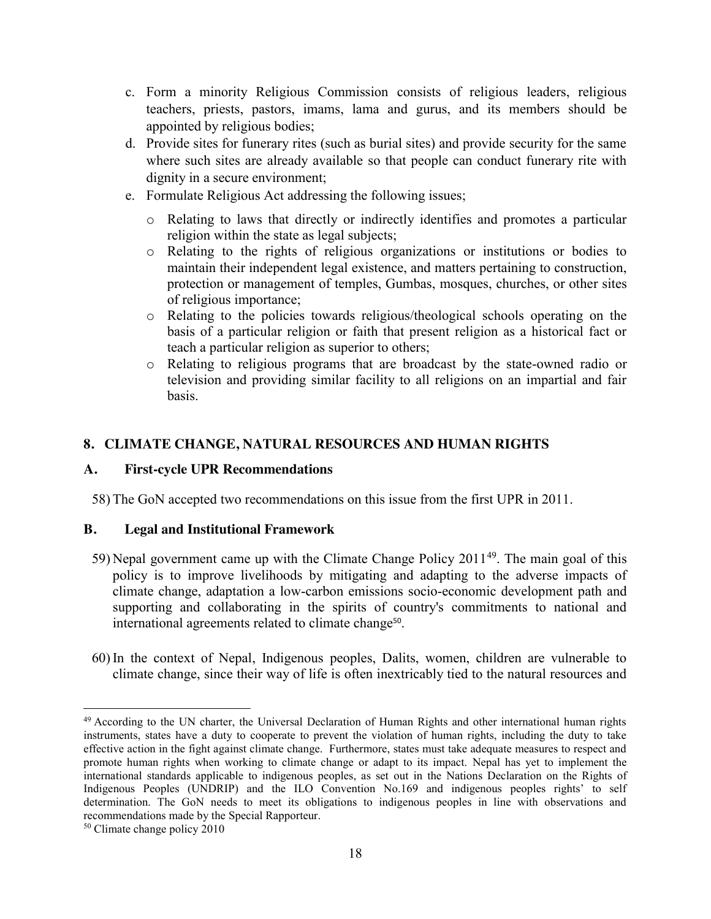c. Form a minority Religious Commission consists of religious leaders, religious teachers, priests, pastors, imams, lama and gurus, and its members should be appointed by religious bodies;
d. Provide sites for funerary rites (such as burial sites) and provide security for the same where such sites are already available so that people can conduct funerary rite with dignity in a secure environment;
e. Formulate Religious Act addressing the following issues;
    - Relating to laws that directly or indirectly identifies and promotes a particular religion within the state as legal subjects;
    - Relating to the rights of religious organizations or institutions or bodies to maintain their independent legal existence, and matters pertaining to construction, protection or management of temples, Gumbas, mosques, churches, or other sites of religious importance;
    - Relating to the policies towards religious/theological schools operating on the basis of a particular religion or faith that present religion as a historical fact or teach a particular religion as superior to others;
    - Relating to religious programs that are broadcast by the state-owned radio or television and providing similar facility to all religions on an impartial and fair basis.

## 8. CLIMATE CHANGE, NATURAL RESOURCES AND HUMAN RIGHTS

### A. First-cycle UPR Recommendations

58) The GoN accepted two recommendations on this issue from the first UPR in 2011.

### B. Legal and Institutional Framework

59) Nepal government came up with the Climate Change Policy 2011[49]. The main goal of this policy is to improve livelihoods by mitigating and adapting to the adverse impacts of climate change, adaptation a low-carbon emissions socio-economic development path and supporting and collaborating in the spirits of country's commitments to national and international agreements related to climate change[50].

60) In the context of Nepal, Indigenous peoples, Dalits, women, children are vulnerable to climate change, since their way of life is often inextricably tied to the natural resources and

---

[49] According to the UN charter, the Universal Declaration of Human Rights and other international human rights instruments, states have a duty to cooperate to prevent the violation of human rights, including the duty to take effective action in the fight against climate change. Furthermore, states must take adequate measures to respect and promote human rights when working to climate change or adapt to its impact. Nepal has yet to implement the international standards applicable to indigenous peoples, as set out in the Nations Declaration on the Rights of Indigenous Peoples (UNDRIP) and the ILO Convention No.169 and indigenous peoples rights' to self determination. The GoN needs to meet its obligations to indigenous peoples in line with observations and recommendations made by the Special Rapporteur.

[50] Climate change policy 2010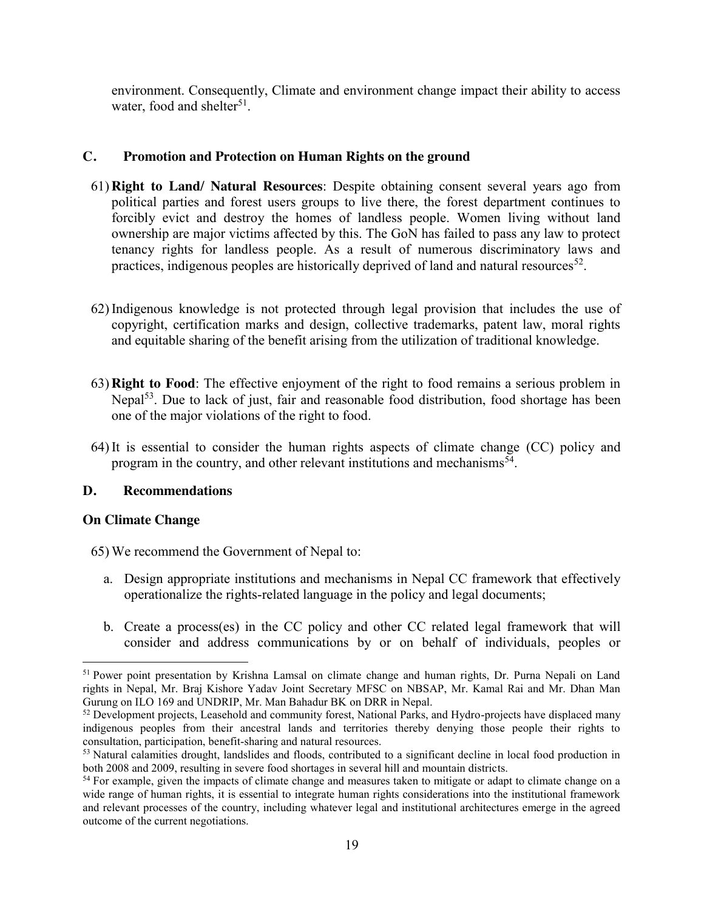environment. Consequently, Climate and environment change impact their ability to access water, food and shelter[51].

## C. Promotion and Protection on Human Rights on the ground

61) **Right to Land/ Natural Resources**: Despite obtaining consent several years ago from political parties and forest users groups to live there, the forest department continues to forcibly evict and destroy the homes of landless people. Women living without land ownership are major victims affected by this. The GoN has failed to pass any law to protect tenancy rights for landless people. As a result of numerous discriminatory laws and practices, indigenous peoples are historically deprived of land and natural resources[52].

62) Indigenous knowledge is not protected through legal provision that includes the use of copyright, certification marks and design, collective trademarks, patent law, moral rights and equitable sharing of the benefit arising from the utilization of traditional knowledge.

63) **Right to Food**: The effective enjoyment of the right to food remains a serious problem in Nepal[53]. Due to lack of just, fair and reasonable food distribution, food shortage has been one of the major violations of the right to food.

64) It is essential to consider the human rights aspects of climate change (CC) policy and program in the country, and other relevant institutions and mechanisms[54].

## D. Recommendations

### On Climate Change

65) We recommend the Government of Nepal to:

a. Design appropriate institutions and mechanisms in Nepal CC framework that effectively operationalize the rights-related language in the policy and legal documents;

b. Create a process(es) in the CC policy and other CC related legal framework that will consider and address communications by or on behalf of individuals, peoples or

---

[51] Power point presentation by Krishna Lamsal on climate change and human rights, Dr. Purna Nepali on Land rights in Nepal, Mr. Braj Kishore Yadav Joint Secretary MFSC on NBSAP, Mr. Kamal Rai and Mr. Dhan Man Gurung on ILO 169 and UNDRIP, Mr. Man Bahadur BK on DRR in Nepal.

[52] Development projects, Leasehold and community forest, National Parks, and Hydro-projects have displaced many indigenous peoples from their ancestral lands and territories thereby denying those people their rights to consultation, participation, benefit-sharing and natural resources.

[53] Natural calamities drought, landslides and floods, contributed to a significant decline in local food production in both 2008 and 2009, resulting in severe food shortages in several hill and mountain districts.

[54] For example, given the impacts of climate change and measures taken to mitigate or adapt to climate change on a wide range of human rights, it is essential to integrate human rights considerations into the institutional framework and relevant processes of the country, including whatever legal and institutional architectures emerge in the agreed outcome of the current negotiations.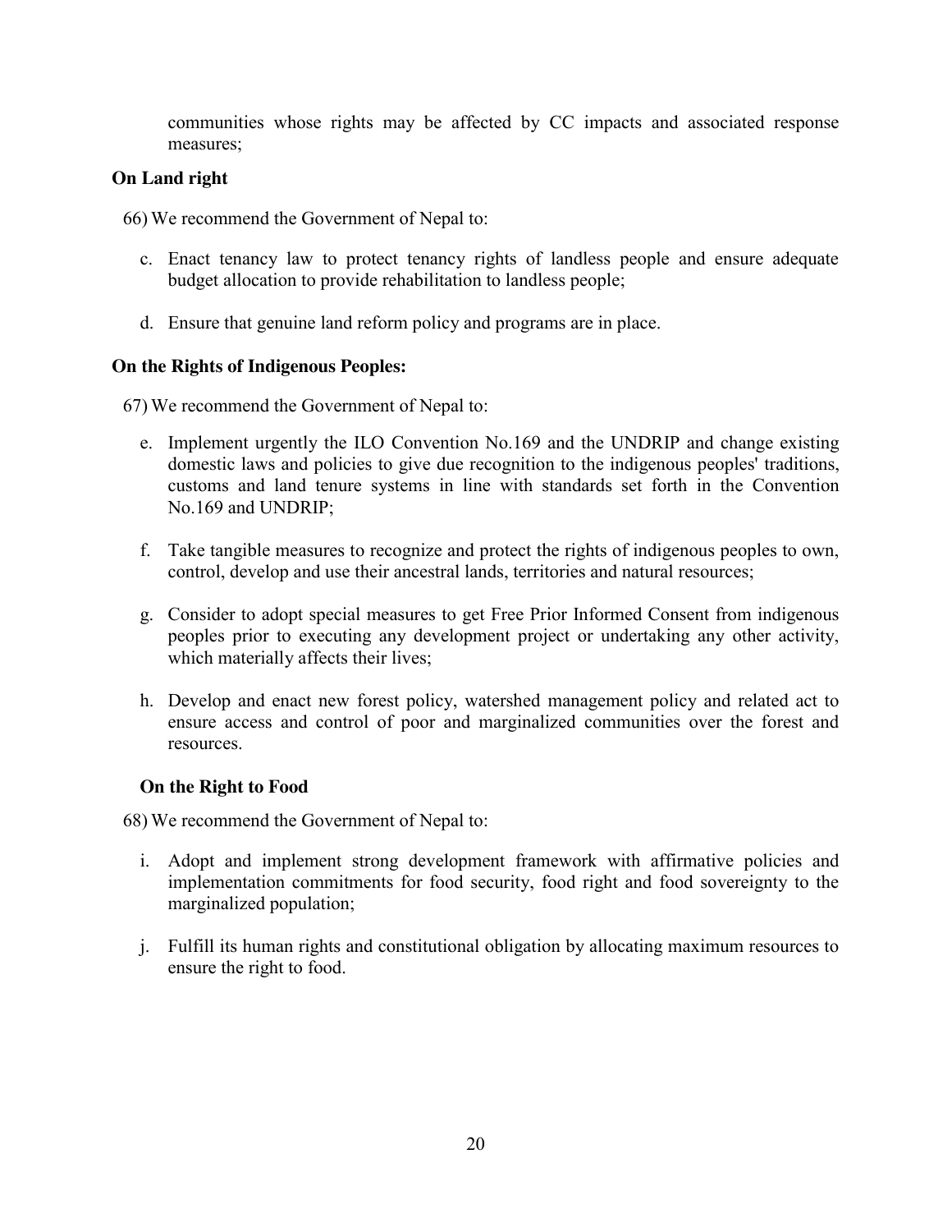communities whose rights may be affected by CC impacts and associated response measures;

**On Land right**

66) We recommend the Government of Nepal to:

c. Enact tenancy law to protect tenancy rights of landless people and ensure adequate budget allocation to provide rehabilitation to landless people;

d. Ensure that genuine land reform policy and programs are in place.

**On the Rights of Indigenous Peoples:**

67) We recommend the Government of Nepal to:

e. Implement urgently the ILO Convention No.169 and the UNDRIP and change existing domestic laws and policies to give due recognition to the indigenous peoples' traditions, customs and land tenure systems in line with standards set forth in the Convention No.169 and UNDRIP;

f. Take tangible measures to recognize and protect the rights of indigenous peoples to own, control, develop and use their ancestral lands, territories and natural resources;

g. Consider to adopt special measures to get Free Prior Informed Consent from indigenous peoples prior to executing any development project or undertaking any other activity, which materially affects their lives;

h. Develop and enact new forest policy, watershed management policy and related act to ensure access and control of poor and marginalized communities over the forest and resources.

**On the Right to Food**

68) We recommend the Government of Nepal to:

i. Adopt and implement strong development framework with affirmative policies and implementation commitments for food security, food right and food sovereignty to the marginalized population;

j. Fulfill its human rights and constitutional obligation by allocating maximum resources to ensure the right to food.